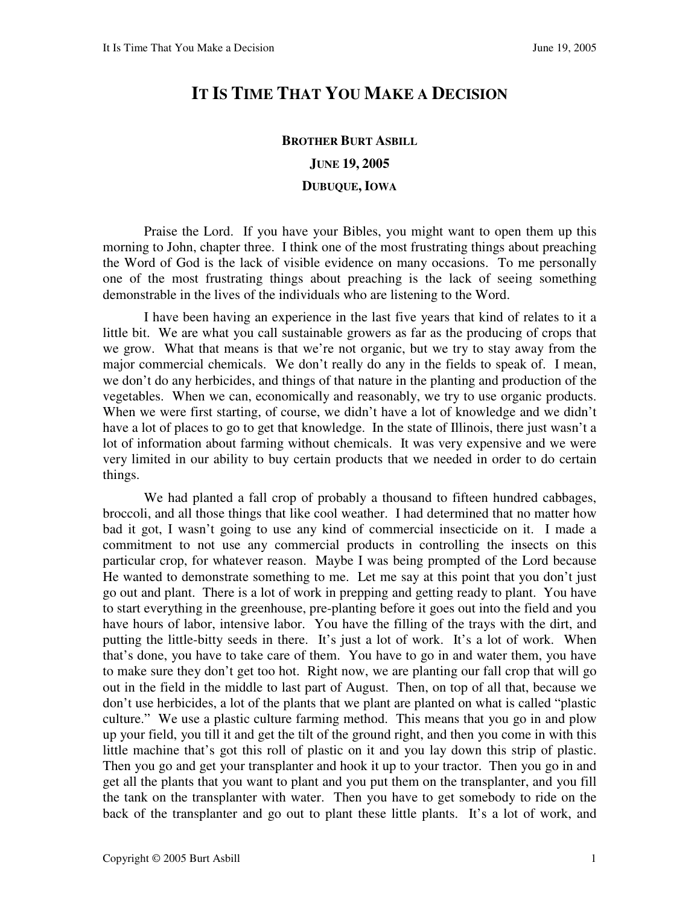# It Is Time That You Make a Decision

**Brother Burt Asbill**

**June 19, 2005**

**Dubuque, Iowa**

Praise the Lord. If you have your Bibles, you might want to open them up this morning to John, chapter three. I think one of the most frustrating things about preaching the Word of God is the lack of visible evidence on many occasions. To me personally one of the most frustrating things about preaching is the lack of seeing something demonstrable in the lives of the individuals who are listening to the Word.

I have been having an experience in the last five years that kind of relates to it a little bit. We are what you call sustainable growers as far as the producing of crops that we grow. What that means is that we're not organic, but we try to stay away from the major commercial chemicals. We don't really do any in the fields to speak of. I mean, we don't do any herbicides, and things of that nature in the planting and production of the vegetables. When we can, economically and reasonably, we try to use organic products. When we were first starting, of course, we didn't have a lot of knowledge and we didn't have a lot of places to go to get that knowledge. In the state of Illinois, there just wasn't a lot of information about farming without chemicals. It was very expensive and we were very limited in our ability to buy certain products that we needed in order to do certain things.

We had planted a fall crop of probably a thousand to fifteen hundred cabbages, broccoli, and all those things that like cool weather. I had determined that no matter how bad it got, I wasn't going to use any kind of commercial insecticide on it. I made a commitment to not use any commercial products in controlling the insects on this particular crop, for whatever reason. Maybe I was being prompted of the Lord because He wanted to demonstrate something to me. Let me say at this point that you don't just go out and plant. There is a lot of work in prepping and getting ready to plant. You have to start everything in the greenhouse, pre-planting before it goes out into the field and you have hours of labor, intensive labor. You have the filling of the trays with the dirt, and putting the little-bitty seeds in there. It's just a lot of work. It's a lot of work. When that's done, you have to take care of them. You have to go in and water them, you have to make sure they don't get too hot. Right now, we are planting our fall crop that will go out in the field in the middle to last part of August. Then, on top of all that, because we don't use herbicides, a lot of the plants that we plant are planted on what is called "plastic culture." We use a plastic culture farming method. This means that you go in and plow up your field, you till it and get the tilt of the ground right, and then you come in with this little machine that's got this roll of plastic on it and you lay down this strip of plastic. Then you go and get your transplanter and hook it up to your tractor. Then you go in and get all the plants that you want to plant and you put them on the transplanter, and you fill the tank on the transplanter with water. Then you have to get somebody to ride on the back of the transplanter and go out to plant these little plants. It's a lot of work, and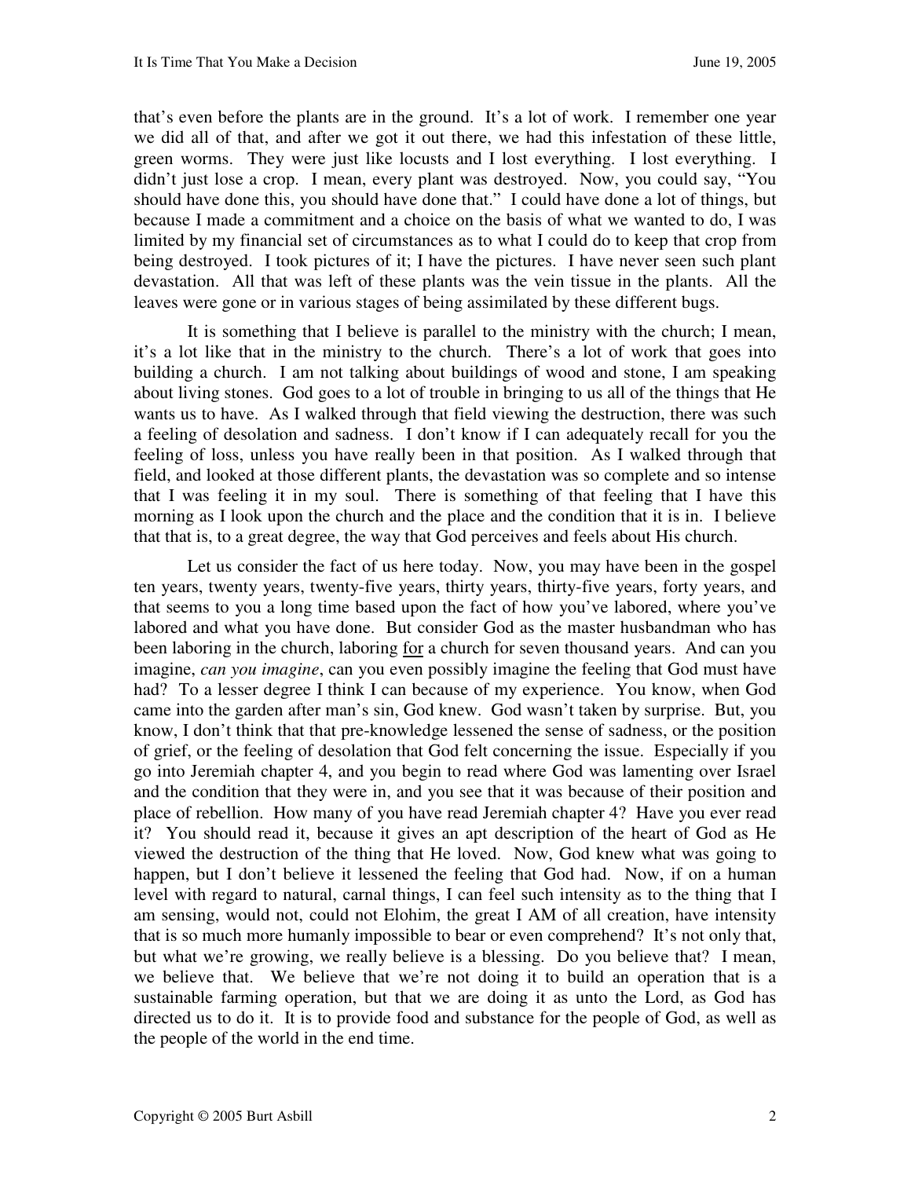that's even before the plants are in the ground. It's a lot of work. I remember one year we did all of that, and after we got it out there, we had this infestation of these little, green worms. They were just like locusts and I lost everything. I lost everything. I didn't just lose a crop. I mean, every plant was destroyed. Now, you could say, "You should have done this, you should have done that." I could have done a lot of things, but because I made a commitment and a choice on the basis of what we wanted to do, I was limited by my financial set of circumstances as to what I could do to keep that crop from being destroyed. I took pictures of it; I have the pictures. I have never seen such plant devastation. All that was left of these plants was the vein tissue in the plants. All the leaves were gone or in various stages of being assimilated by these different bugs.

It is something that I believe is parallel to the ministry with the church; I mean, it's a lot like that in the ministry to the church. There's a lot of work that goes into building a church. I am not talking about buildings of wood and stone, I am speaking about living stones. God goes to a lot of trouble in bringing to us all of the things that He wants us to have. As I walked through that field viewing the destruction, there was such a feeling of desolation and sadness. I don't know if I can adequately recall for you the feeling of loss, unless you have really been in that position. As I walked through that field, and looked at those different plants, the devastation was so complete and so intense that I was feeling it in my soul. There is something of that feeling that I have this morning as I look upon the church and the place and the condition that it is in. I believe that that is, to a great degree, the way that God perceives and feels about His church.

Let us consider the fact of us here today. Now, you may have been in the gospel ten years, twenty years, twenty-five years, thirty years, thirty-five years, forty years, and that seems to you a long time based upon the fact of how you've labored, where you've labored and what you have done. But consider God as the master husbandman who has been laboring in the church, laboring <u>for</u> a church for seven thousand years. And can you imagine, *can you imagine*, can you even possibly imagine the feeling that God must have had? To a lesser degree I think I can because of my experience. You know, when God came into the garden after man's sin, God knew. God wasn't taken by surprise. But, you know, I don't think that that pre-knowledge lessened the sense of sadness, or the position of grief, or the feeling of desolation that God felt concerning the issue. Especially if you go into Jeremiah chapter 4, and you begin to read where God was lamenting over Israel and the condition that they were in, and you see that it was because of their position and place of rebellion. How many of you have read Jeremiah chapter 4? Have you ever read it? You should read it, because it gives an apt description of the heart of God as He viewed the destruction of the thing that He loved. Now, God knew what was going to happen, but I don't believe it lessened the feeling that God had. Now, if on a human level with regard to natural, carnal things, I can feel such intensity as to the thing that I am sensing, would not, could not Elohim, the great I AM of all creation, have intensity that is so much more humanly impossible to bear or even comprehend? It's not only that, but what we're growing, we really believe is a blessing. Do you believe that? I mean, we believe that. We believe that we're not doing it to build an operation that is a sustainable farming operation, but that we are doing it as unto the Lord, as God has directed us to do it. It is to provide food and substance for the people of God, as well as the people of the world in the end time.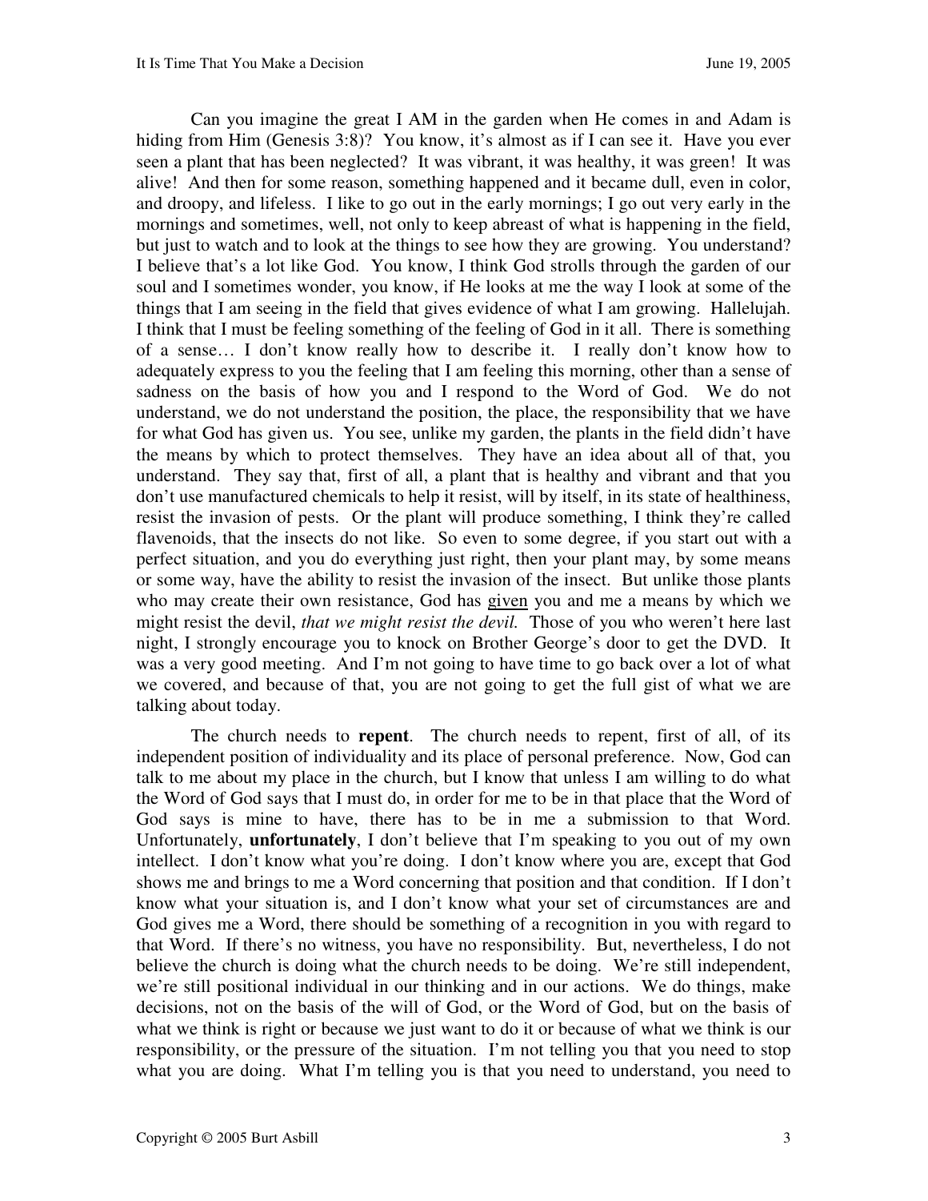Can you imagine the great I AM in the garden when He comes in and Adam is hiding from Him (Genesis 3:8)? You know, it's almost as if I can see it. Have you ever seen a plant that has been neglected? It was vibrant, it was healthy, it was green! It was alive! And then for some reason, something happened and it became dull, even in color, and droopy, and lifeless. I like to go out in the early mornings; I go out very early in the mornings and sometimes, well, not only to keep abreast of what is happening in the field, but just to watch and to look at the things to see how they are growing. You understand? I believe that's a lot like God. You know, I think God strolls through the garden of our soul and I sometimes wonder, you know, if He looks at me the way I look at some of the things that I am seeing in the field that gives evidence of what I am growing. Hallelujah. I think that I must be feeling something of the feeling of God in it all. There is something of a sense… I don't know really how to describe it. I really don't know how to adequately express to you the feeling that I am feeling this morning, other than a sense of sadness on the basis of how you and I respond to the Word of God. We do not understand, we do not understand the position, the place, the responsibility that we have for what God has given us. You see, unlike my garden, the plants in the field didn't have the means by which to protect themselves. They have an idea about all of that, you understand. They say that, first of all, a plant that is healthy and vibrant and that you don't use manufactured chemicals to help it resist, will by itself, in its state of healthiness, resist the invasion of pests. Or the plant will produce something, I think they're called flavenoids, that the insects do not like. So even to some degree, if you start out with a perfect situation, and you do everything just right, then your plant may, by some means or some way, have the ability to resist the invasion of the insect. But unlike those plants who may create their own resistance, God has <u>given</u> you and me a means by which we might resist the devil, *that we might resist the devil.* Those of you who weren't here last night, I strongly encourage you to knock on Brother George's door to get the DVD. It was a very good meeting. And I'm not going to have time to go back over a lot of what we covered, and because of that, you are not going to get the full gist of what we are talking about today.

The church needs to **repent**. The church needs to repent, first of all, of its independent position of individuality and its place of personal preference. Now, God can talk to me about my place in the church, but I know that unless I am willing to do what the Word of God says that I must do, in order for me to be in that place that the Word of God says is mine to have, there has to be in me a submission to that Word. Unfortunately, **unfortunately**, I don't believe that I'm speaking to you out of my own intellect. I don't know what you're doing. I don't know where you are, except that God shows me and brings to me a Word concerning that position and that condition. If I don't know what your situation is, and I don't know what your set of circumstances are and God gives me a Word, there should be something of a recognition in you with regard to that Word. If there's no witness, you have no responsibility. But, nevertheless, I do not believe the church is doing what the church needs to be doing. We're still independent, we're still positional individual in our thinking and in our actions. We do things, make decisions, not on the basis of the will of God, or the Word of God, but on the basis of what we think is right or because we just want to do it or because of what we think is our responsibility, or the pressure of the situation. I'm not telling you that you need to stop what you are doing. What I'm telling you is that you need to understand, you need to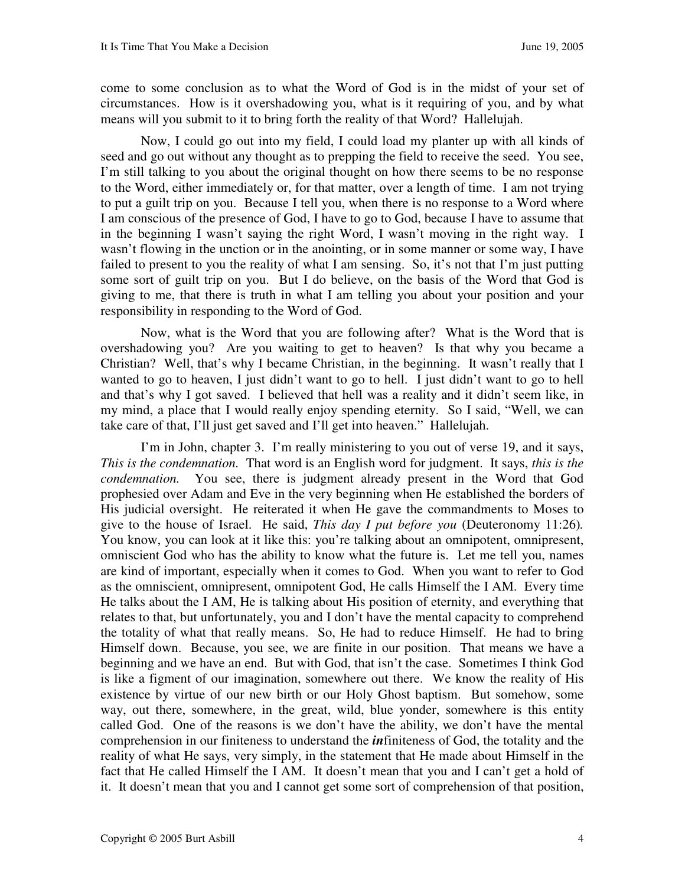come to some conclusion as to what the Word of God is in the midst of your set of circumstances. How is it overshadowing you, what is it requiring of you, and by what means will you submit to it to bring forth the reality of that Word? Hallelujah.

Now, I could go out into my field, I could load my planter up with all kinds of seed and go out without any thought as to prepping the field to receive the seed. You see, I'm still talking to you about the original thought on how there seems to be no response to the Word, either immediately or, for that matter, over a length of time. I am not trying to put a guilt trip on you. Because I tell you, when there is no response to a Word where I am conscious of the presence of God, I have to go to God, because I have to assume that in the beginning I wasn't saying the right Word, I wasn't moving in the right way. I wasn't flowing in the unction or in the anointing, or in some manner or some way, I have failed to present to you the reality of what I am sensing. So, it's not that I'm just putting some sort of guilt trip on you. But I do believe, on the basis of the Word that God is giving to me, that there is truth in what I am telling you about your position and your responsibility in responding to the Word of God.

Now, what is the Word that you are following after? What is the Word that is overshadowing you? Are you waiting to get to heaven? Is that why you became a Christian? Well, that's why I became Christian, in the beginning. It wasn't really that I wanted to go to heaven, I just didn't want to go to hell. I just didn't want to go to hell and that's why I got saved. I believed that hell was a reality and it didn't seem like, in my mind, a place that I would really enjoy spending eternity. So I said, "Well, we can take care of that, I'll just get saved and I'll get into heaven." Hallelujah.

I'm in John, chapter 3. I'm really ministering to you out of verse 19, and it says, *This is the condemnation.* That word is an English word for judgment. It says, *this is the condemnation.* You see, there is judgment already present in the Word that God prophesied over Adam and Eve in the very beginning when He established the borders of His judicial oversight. He reiterated it when He gave the commandments to Moses to give to the house of Israel. He said, *This day I put before you* (Deuteronomy 11:26). You know, you can look at it like this: you're talking about an omnipotent, omnipresent, omniscient God who has the ability to know what the future is. Let me tell you, names are kind of important, especially when it comes to God. When you want to refer to God as the omniscient, omnipresent, omnipotent God, He calls Himself the I AM. Every time He talks about the I AM, He is talking about His position of eternity, and everything that relates to that, but unfortunately, you and I don't have the mental capacity to comprehend the totality of what that really means. So, He had to reduce Himself. He had to bring Himself down. Because, you see, we are finite in our position. That means we have a beginning and we have an end. But with God, that isn't the case. Sometimes I think God is like a figment of our imagination, somewhere out there. We know the reality of His existence by virtue of our new birth or our Holy Ghost baptism. But somehow, some way, out there, somewhere, in the great, wild, blue yonder, somewhere is this entity called God. One of the reasons is we don't have the ability, we don't have the mental comprehension in our finiteness to understand the ***in***finiteness of God, the totality and the reality of what He says, very simply, in the statement that He made about Himself in the fact that He called Himself the I AM. It doesn't mean that you and I can't get a hold of it. It doesn't mean that you and I cannot get some sort of comprehension of that position,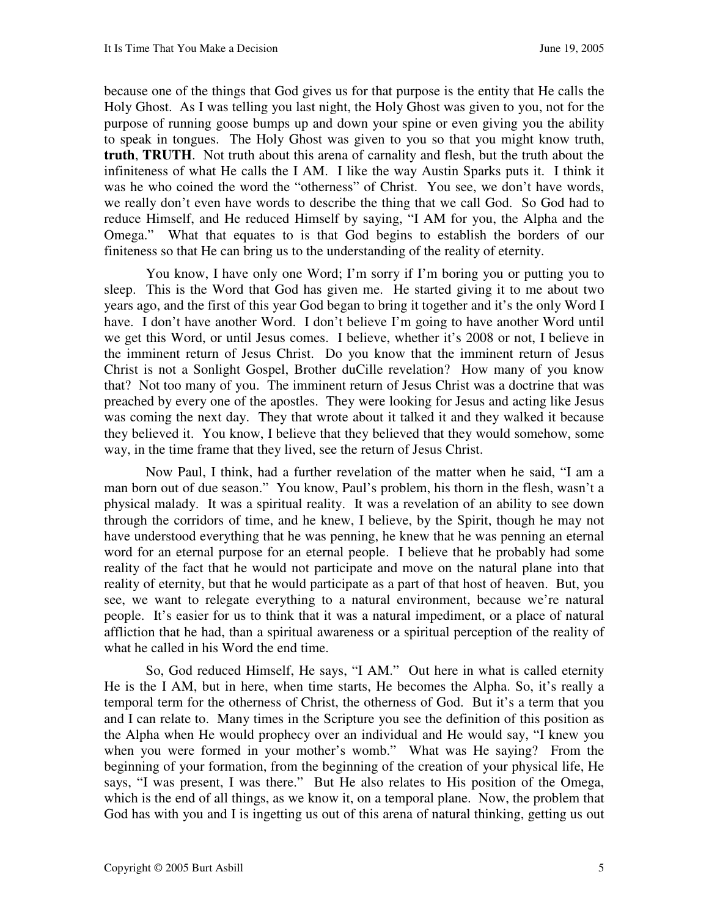because one of the things that God gives us for that purpose is the entity that He calls the Holy Ghost. As I was telling you last night, the Holy Ghost was given to you, not for the purpose of running goose bumps up and down your spine or even giving you the ability to speak in tongues. The Holy Ghost was given to you so that you might know truth, **truth**, **TRUTH**. Not truth about this arena of carnality and flesh, but the truth about the infiniteness of what He calls the I AM. I like the way Austin Sparks puts it. I think it was he who coined the word the "otherness" of Christ. You see, we don't have words, we really don't even have words to describe the thing that we call God. So God had to reduce Himself, and He reduced Himself by saying, "I AM for you, the Alpha and the Omega." What that equates to is that God begins to establish the borders of our finiteness so that He can bring us to the understanding of the reality of eternity.

You know, I have only one Word; I'm sorry if I'm boring you or putting you to sleep. This is the Word that God has given me. He started giving it to me about two years ago, and the first of this year God began to bring it together and it's the only Word I have. I don't have another Word. I don't believe I'm going to have another Word until we get this Word, or until Jesus comes. I believe, whether it's 2008 or not, I believe in the imminent return of Jesus Christ. Do you know that the imminent return of Jesus Christ is not a Sonlight Gospel, Brother duCille revelation? How many of you know that? Not too many of you. The imminent return of Jesus Christ was a doctrine that was preached by every one of the apostles. They were looking for Jesus and acting like Jesus was coming the next day. They that wrote about it talked it and they walked it because they believed it. You know, I believe that they believed that they would somehow, some way, in the time frame that they lived, see the return of Jesus Christ.

Now Paul, I think, had a further revelation of the matter when he said, "I am a man born out of due season." You know, Paul's problem, his thorn in the flesh, wasn't a physical malady. It was a spiritual reality. It was a revelation of an ability to see down through the corridors of time, and he knew, I believe, by the Spirit, though he may not have understood everything that he was penning, he knew that he was penning an eternal word for an eternal purpose for an eternal people. I believe that he probably had some reality of the fact that he would not participate and move on the natural plane into that reality of eternity, but that he would participate as a part of that host of heaven. But, you see, we want to relegate everything to a natural environment, because we're natural people. It's easier for us to think that it was a natural impediment, or a place of natural affliction that he had, than a spiritual awareness or a spiritual perception of the reality of what he called in his Word the end time.

So, God reduced Himself, He says, "I AM." Out here in what is called eternity He is the I AM, but in here, when time starts, He becomes the Alpha. So, it's really a temporal term for the otherness of Christ, the otherness of God. But it's a term that you and I can relate to. Many times in the Scripture you see the definition of this position as the Alpha when He would prophecy over an individual and He would say, "I knew you when you were formed in your mother's womb." What was He saying? From the beginning of your formation, from the beginning of the creation of your physical life, He says, "I was present, I was there." But He also relates to His position of the Omega, which is the end of all things, as we know it, on a temporal plane. Now, the problem that God has with you and I is ingetting us out of this arena of natural thinking, getting us out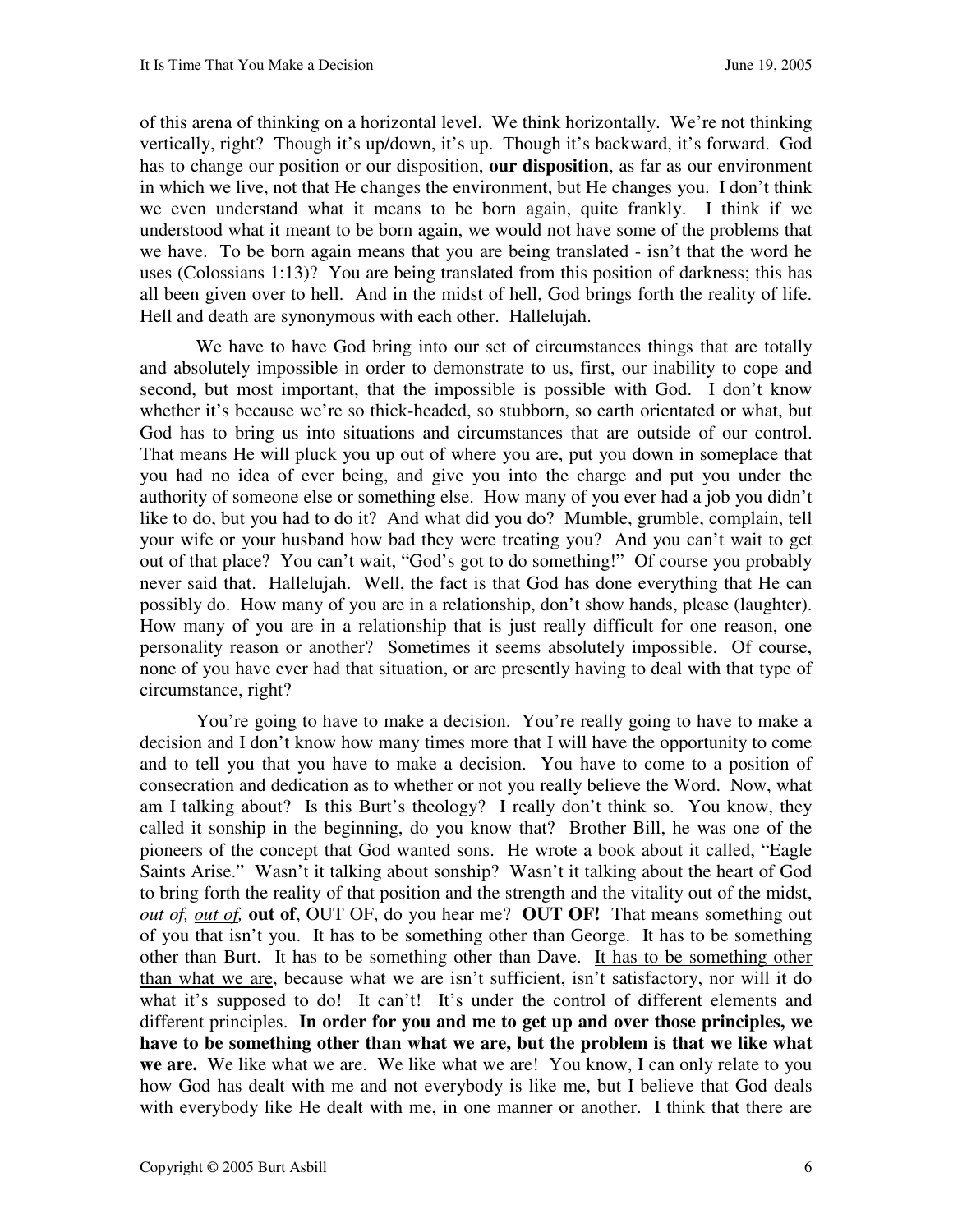of this arena of thinking on a horizontal level. We think horizontally. We're not thinking vertically, right? Though it's up/down, it's up. Though it's backward, it's forward. God has to change our position or our disposition, **our disposition**, as far as our environment in which we live, not that He changes the environment, but He changes you. I don't think we even understand what it means to be born again, quite frankly. I think if we understood what it meant to be born again, we would not have some of the problems that we have. To be born again means that you are being translated - isn't that the word he uses (Colossians 1:13)? You are being translated from this position of darkness; this has all been given over to hell. And in the midst of hell, God brings forth the reality of life. Hell and death are synonymous with each other. Hallelujah.

We have to have God bring into our set of circumstances things that are totally and absolutely impossible in order to demonstrate to us, first, our inability to cope and second, but most important, that the impossible is possible with God. I don't know whether it's because we're so thick-headed, so stubborn, so earth orientated or what, but God has to bring us into situations and circumstances that are outside of our control. That means He will pluck you up out of where you are, put you down in someplace that you had no idea of ever being, and give you into the charge and put you under the authority of someone else or something else. How many of you ever had a job you didn't like to do, but you had to do it? And what did you do? Mumble, grumble, complain, tell your wife or your husband how bad they were treating you? And you can't wait to get out of that place? You can't wait, "God's got to do something!" Of course you probably never said that. Hallelujah. Well, the fact is that God has done everything that He can possibly do. How many of you are in a relationship, don't show hands, please (laughter). How many of you are in a relationship that is just really difficult for one reason, one personality reason or another? Sometimes it seems absolutely impossible. Of course, none of you have ever had that situation, or are presently having to deal with that type of circumstance, right?

You're going to have to make a decision. You're really going to have to make a decision and I don't know how many times more that I will have the opportunity to come and to tell you that you have to make a decision. You have to come to a position of consecration and dedication as to whether or not you really believe the Word. Now, what am I talking about? Is this Burt's theology? I really don't think so. You know, they called it sonship in the beginning, do you know that? Brother Bill, he was one of the pioneers of the concept that God wanted sons. He wrote a book about it called, "Eagle Saints Arise." Wasn't it talking about sonship? Wasn't it talking about the heart of God to bring forth the reality of that position and the strength and the vitality out of the midst, *out of, <u>out of</u>,* **out of**, OUT OF, do you hear me? **OUT OF!** That means something out of you that isn't you. It has to be something other than George. It has to be something other than Burt. It has to be something other than Dave. <u>It has to be something other than what we are</u>, because what we are isn't sufficient, isn't satisfactory, nor will it do what it's supposed to do! It can't! It's under the control of different elements and different principles. **In order for you and me to get up and over those principles, we have to be something other than what we are, but the problem is that we like what we are.** We like what we are. We like what we are! You know, I can only relate to you how God has dealt with me and not everybody is like me, but I believe that God deals with everybody like He dealt with me, in one manner or another. I think that there are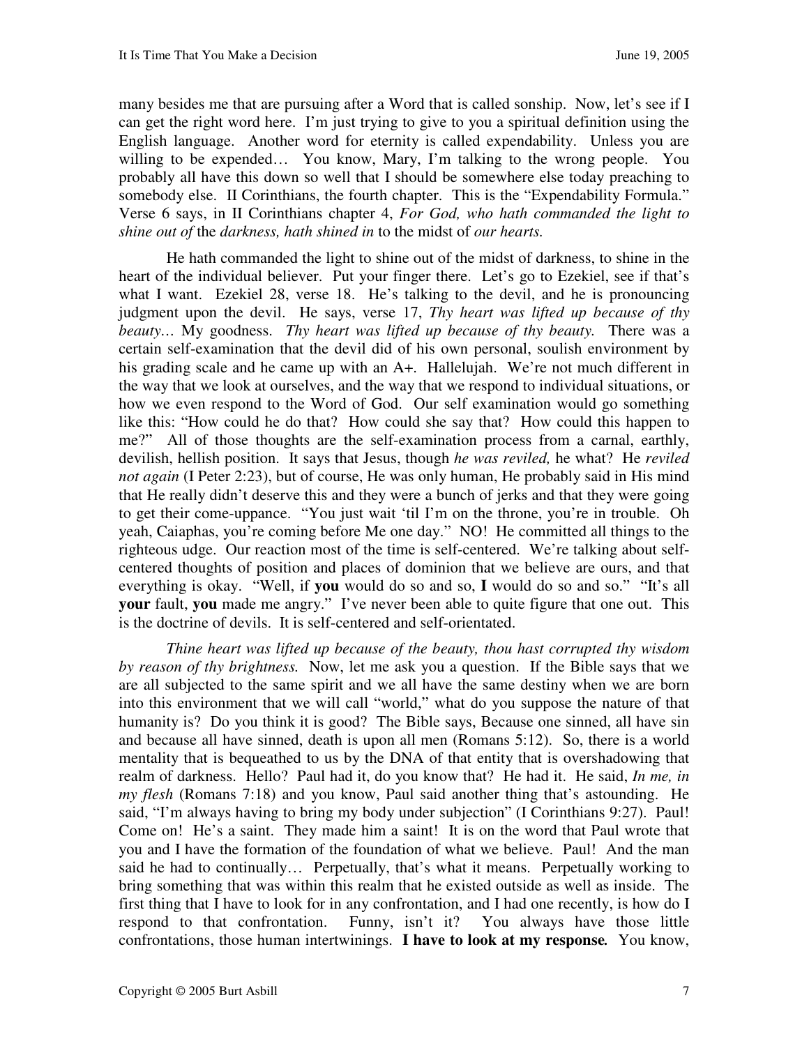many besides me that are pursuing after a Word that is called sonship. Now, let's see if I can get the right word here. I'm just trying to give to you a spiritual definition using the English language. Another word for eternity is called expendability. Unless you are willing to be expended… You know, Mary, I'm talking to the wrong people. You probably all have this down so well that I should be somewhere else today preaching to somebody else. II Corinthians, the fourth chapter. This is the "Expendability Formula." Verse 6 says, in II Corinthians chapter 4, *For God, who hath commanded the light to shine out of* the *darkness, hath shined in* to the midst of *our hearts.*

He hath commanded the light to shine out of the midst of darkness, to shine in the heart of the individual believer. Put your finger there. Let's go to Ezekiel, see if that's what I want. Ezekiel 28, verse 18. He's talking to the devil, and he is pronouncing judgment upon the devil. He says, verse 17, *Thy heart was lifted up because of thy beauty…* My goodness. *Thy heart was lifted up because of thy beauty.* There was a certain self-examination that the devil did of his own personal, soulish environment by his grading scale and he came up with an A+. Hallelujah. We're not much different in the way that we look at ourselves, and the way that we respond to individual situations, or how we even respond to the Word of God. Our self examination would go something like this: "How could he do that? How could she say that? How could this happen to me?" All of those thoughts are the self-examination process from a carnal, earthly, devilish, hellish position. It says that Jesus, though *he was reviled,* he what? He *reviled not again* (I Peter 2:23), but of course, He was only human, He probably said in His mind that He really didn't deserve this and they were a bunch of jerks and that they were going to get their come-uppance. "You just wait 'til I'm on the throne, you're in trouble. Oh yeah, Caiaphas, you're coming before Me one day." NO! He committed all things to the righteous udge. Our reaction most of the time is self-centered. We're talking about self-centered thoughts of position and places of dominion that we believe are ours, and that everything is okay. "Well, if **you** would do so and so, **I** would do so and so." "It's all **your** fault, **you** made me angry." I've never been able to quite figure that one out. This is the doctrine of devils. It is self-centered and self-orientated.

*Thine heart was lifted up because of the beauty, thou hast corrupted thy wisdom by reason of thy brightness.* Now, let me ask you a question. If the Bible says that we are all subjected to the same spirit and we all have the same destiny when we are born into this environment that we will call "world," what do you suppose the nature of that humanity is? Do you think it is good? The Bible says, Because one sinned, all have sin and because all have sinned, death is upon all men (Romans 5:12). So, there is a world mentality that is bequeathed to us by the DNA of that entity that is overshadowing that realm of darkness. Hello? Paul had it, do you know that? He had it. He said, *In me, in my flesh* (Romans 7:18) and you know, Paul said another thing that's astounding. He said, "I'm always having to bring my body under subjection" (I Corinthians 9:27). Paul! Come on! He's a saint. They made him a saint! It is on the word that Paul wrote that you and I have the formation of the foundation of what we believe. Paul! And the man said he had to continually… Perpetually, that's what it means. Perpetually working to bring something that was within this realm that he existed outside as well as inside. The first thing that I have to look for in any confrontation, and I had one recently, is how do I respond to that confrontation. Funny, isn't it? You always have those little confrontations, those human intertwinings. **I have to look at my response.** You know,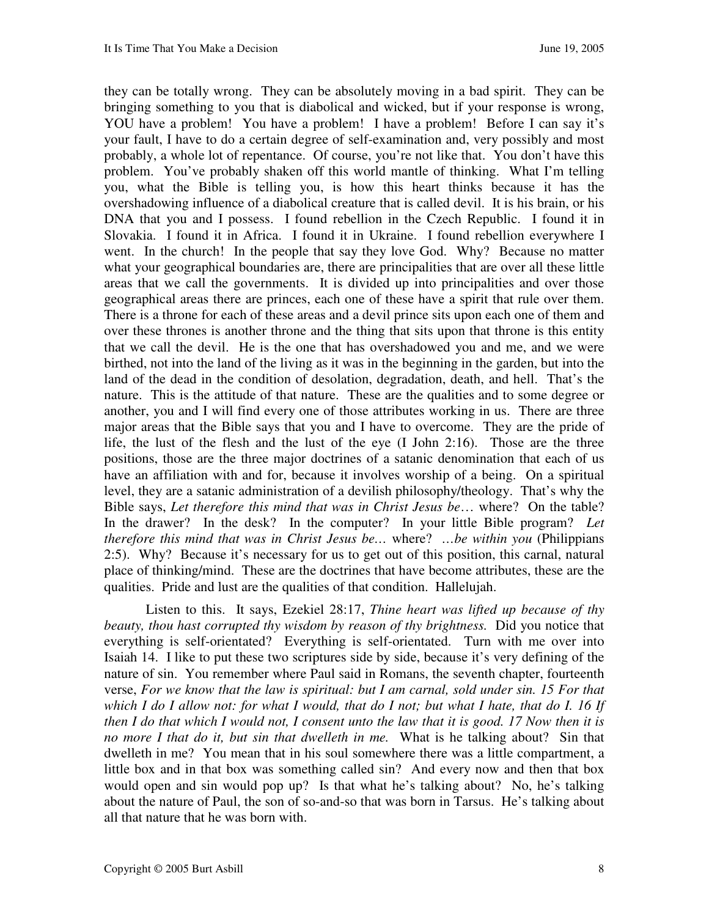they can be totally wrong. They can be absolutely moving in a bad spirit. They can be bringing something to you that is diabolical and wicked, but if your response is wrong, YOU have a problem! You have a problem! I have a problem! Before I can say it's your fault, I have to do a certain degree of self-examination and, very possibly and most probably, a whole lot of repentance. Of course, you're not like that. You don't have this problem. You've probably shaken off this world mantle of thinking. What I'm telling you, what the Bible is telling you, is how this heart thinks because it has the overshadowing influence of a diabolical creature that is called devil. It is his brain, or his DNA that you and I possess. I found rebellion in the Czech Republic. I found it in Slovakia. I found it in Africa. I found it in Ukraine. I found rebellion everywhere I went. In the church! In the people that say they love God. Why? Because no matter what your geographical boundaries are, there are principalities that are over all these little areas that we call the governments. It is divided up into principalities and over those geographical areas there are princes, each one of these have a spirit that rule over them. There is a throne for each of these areas and a devil prince sits upon each one of them and over these thrones is another throne and the thing that sits upon that throne is this entity that we call the devil. He is the one that has overshadowed you and me, and we were birthed, not into the land of the living as it was in the beginning in the garden, but into the land of the dead in the condition of desolation, degradation, death, and hell. That's the nature. This is the attitude of that nature. These are the qualities and to some degree or another, you and I will find every one of those attributes working in us. There are three major areas that the Bible says that you and I have to overcome. They are the pride of life, the lust of the flesh and the lust of the eye (I John 2:16). Those are the three positions, those are the three major doctrines of a satanic denomination that each of us have an affiliation with and for, because it involves worship of a being. On a spiritual level, they are a satanic administration of a devilish philosophy/theology. That's why the Bible says, *Let therefore this mind that was in Christ Jesus be*… where? On the table? In the drawer? In the desk? In the computer? In your little Bible program? *Let therefore this mind that was in Christ Jesus be…* where? *…be within you* (Philippians 2:5). Why? Because it's necessary for us to get out of this position, this carnal, natural place of thinking/mind. These are the doctrines that have become attributes, these are the qualities. Pride and lust are the qualities of that condition. Hallelujah.

Listen to this. It says, Ezekiel 28:17, *Thine heart was lifted up because of thy beauty, thou hast corrupted thy wisdom by reason of thy brightness.* Did you notice that everything is self-orientated? Everything is self-orientated. Turn with me over into Isaiah 14. I like to put these two scriptures side by side, because it's very defining of the nature of sin. You remember where Paul said in Romans, the seventh chapter, fourteenth verse, *For we know that the law is spiritual: but I am carnal, sold under sin. 15 For that which I do I allow not: for what I would, that do I not; but what I hate, that do I. 16 If then I do that which I would not, I consent unto the law that it is good. 17 Now then it is no more I that do it, but sin that dwelleth in me.* What is he talking about? Sin that dwelleth in me? You mean that in his soul somewhere there was a little compartment, a little box and in that box was something called sin? And every now and then that box would open and sin would pop up? Is that what he's talking about? No, he's talking about the nature of Paul, the son of so-and-so that was born in Tarsus. He's talking about all that nature that he was born with.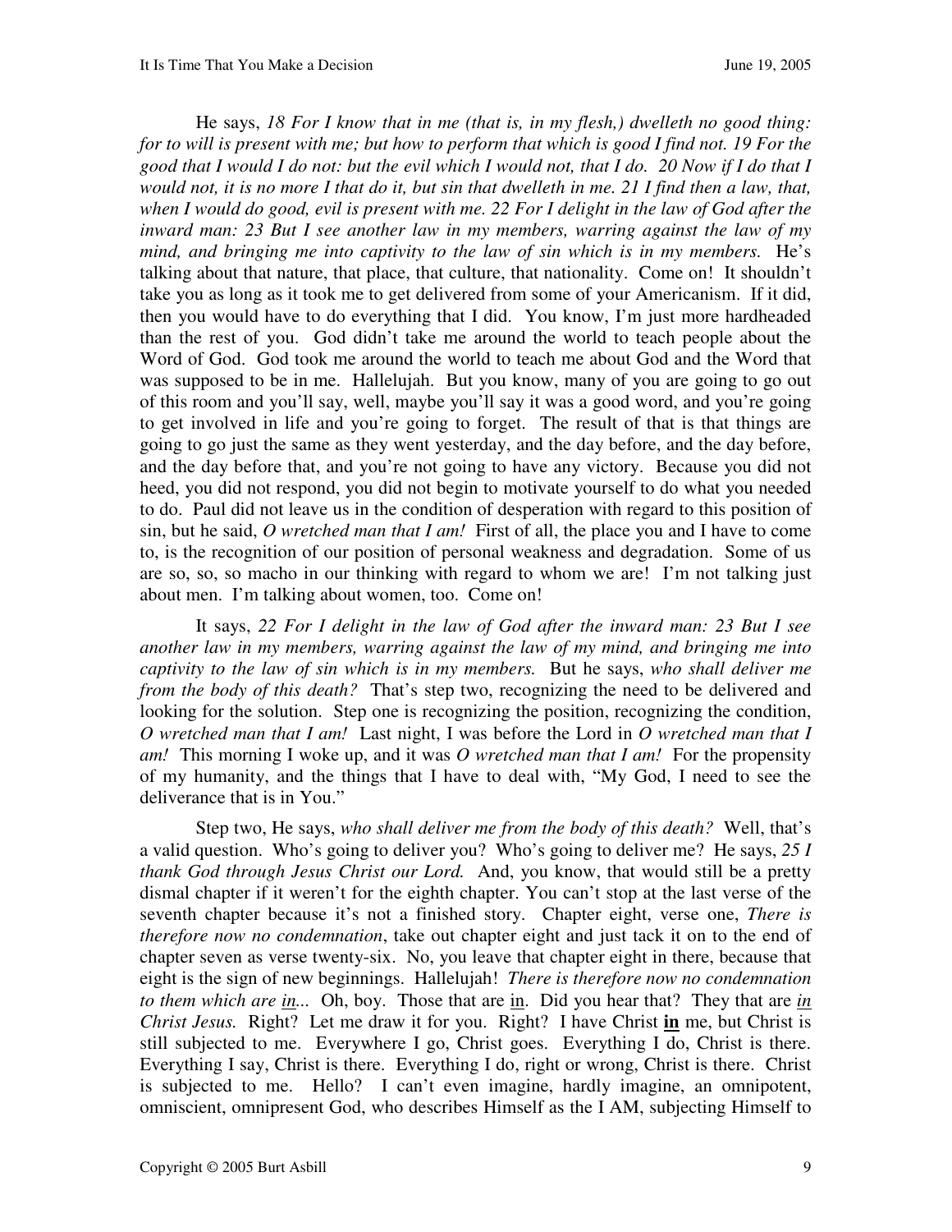He says, *18 For I know that in me (that is, in my flesh,) dwelleth no good thing: for to will is present with me; but how to perform that which is good I find not. 19 For the good that I would I do not: but the evil which I would not, that I do. 20 Now if I do that I would not, it is no more I that do it, but sin that dwelleth in me. 21 I find then a law, that, when I would do good, evil is present with me. 22 For I delight in the law of God after the inward man: 23 But I see another law in my members, warring against the law of my mind, and bringing me into captivity to the law of sin which is in my members.* He's talking about that nature, that place, that culture, that nationality. Come on! It shouldn't take you as long as it took me to get delivered from some of your Americanism. If it did, then you would have to do everything that I did. You know, I'm just more hardheaded than the rest of you. God didn't take me around the world to teach people about the Word of God. God took me around the world to teach me about God and the Word that was supposed to be in me. Hallelujah. But you know, many of you are going to go out of this room and you'll say, well, maybe you'll say it was a good word, and you're going to get involved in life and you're going to forget. The result of that is that things are going to go just the same as they went yesterday, and the day before, and the day before, and the day before that, and you're not going to have any victory. Because you did not heed, you did not respond, you did not begin to motivate yourself to do what you needed to do. Paul did not leave us in the condition of desperation with regard to this position of sin, but he said, *O wretched man that I am!* First of all, the place you and I have to come to, is the recognition of our position of personal weakness and degradation. Some of us are so, so, so macho in our thinking with regard to whom we are! I'm not talking just about men. I'm talking about women, too. Come on!

It says, *22 For I delight in the law of God after the inward man: 23 But I see another law in my members, warring against the law of my mind, and bringing me into captivity to the law of sin which is in my members.* But he says, *who shall deliver me from the body of this death?* That's step two, recognizing the need to be delivered and looking for the solution. Step one is recognizing the position, recognizing the condition, *O wretched man that I am!* Last night, I was before the Lord in *O wretched man that I am!* This morning I woke up, and it was *O wretched man that I am!* For the propensity of my humanity, and the things that I have to deal with, "My God, I need to see the deliverance that is in You."

Step two, He says, *who shall deliver me from the body of this death?* Well, that's a valid question. Who's going to deliver you? Who's going to deliver me? He says, *25 I thank God through Jesus Christ our Lord.* And, you know, that would still be a pretty dismal chapter if it weren't for the eighth chapter. You can't stop at the last verse of the seventh chapter because it's not a finished story. Chapter eight, verse one, *There is therefore now no condemnation*, take out chapter eight and just tack it on to the end of chapter seven as verse twenty-six. No, you leave that chapter eight in there, because that eight is the sign of new beginnings. Hallelujah! *There is therefore now no condemnation to them which are <u>in</u>...* Oh, boy. Those that are <u>in</u>. Did you hear that? They that are <u>*in*</u> *Christ Jesus.* Right? Let me draw it for you. Right? I have Christ <u>**in**</u> me, but Christ is still subjected to me. Everywhere I go, Christ goes. Everything I do, Christ is there. Everything I say, Christ is there. Everything I do, right or wrong, Christ is there. Christ is subjected to me. Hello? I can't even imagine, hardly imagine, an omnipotent, omniscient, omnipresent God, who describes Himself as the I AM, subjecting Himself to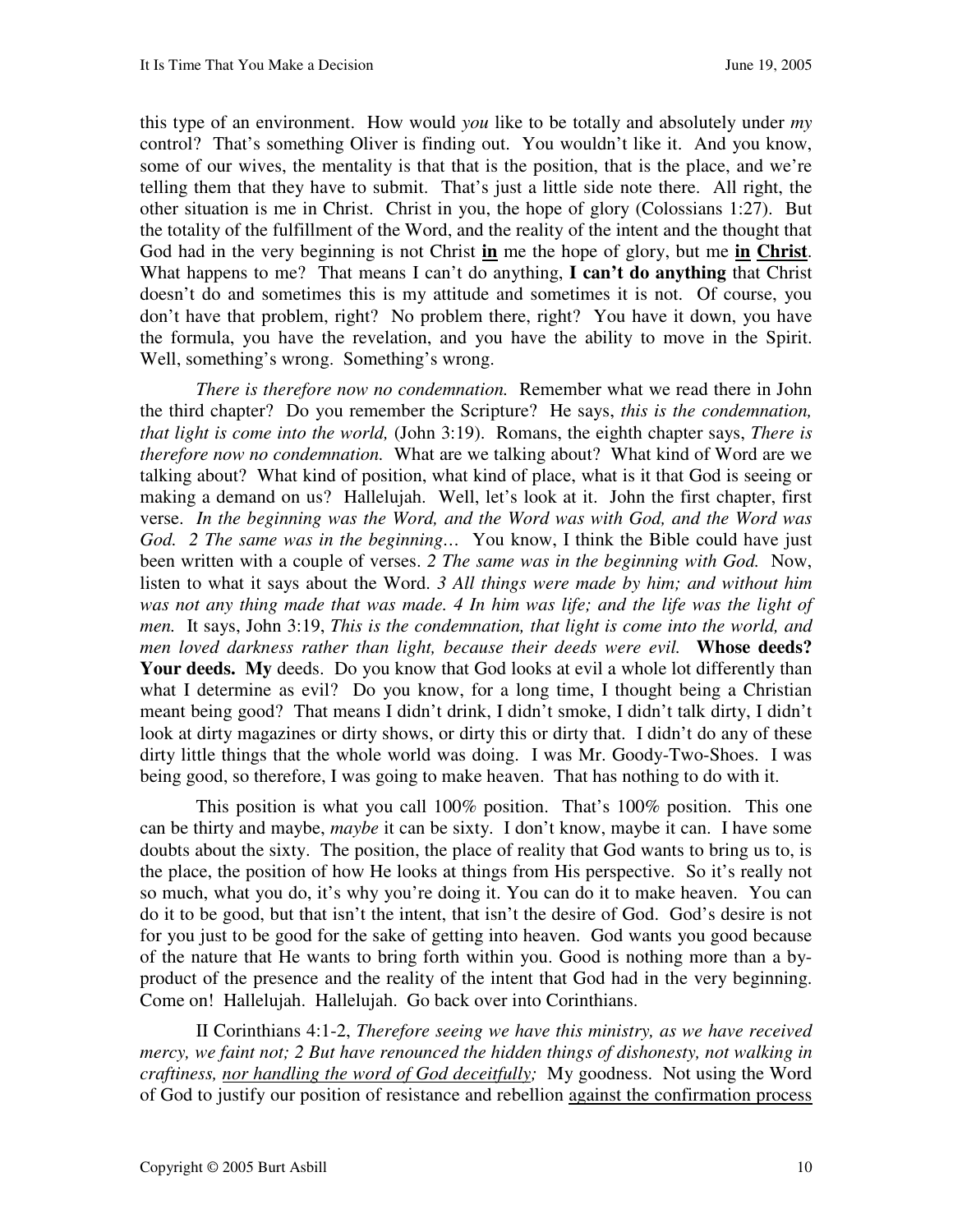this type of an environment. How would *you* like to be totally and absolutely under *my* control? That's something Oliver is finding out. You wouldn't like it. And you know, some of our wives, the mentality is that that is the position, that is the place, and we're telling them that they have to submit. That's just a little side note there. All right, the other situation is me in Christ. Christ in you, the hope of glory (Colossians 1:27). But the totality of the fulfillment of the Word, and the reality of the intent and the thought that God had in the very beginning is not Christ <u>**in**</u> me the hope of glory, but me <u>**in**</u> <u>**Christ**</u>. What happens to me? That means I can't do anything, **I can't do anything** that Christ doesn't do and sometimes this is my attitude and sometimes it is not. Of course, you don't have that problem, right? No problem there, right? You have it down, you have the formula, you have the revelation, and you have the ability to move in the Spirit. Well, something's wrong. Something's wrong.

*There is therefore now no condemnation.* Remember what we read there in John the third chapter? Do you remember the Scripture? He says, *this is the condemnation, that light is come into the world,* (John 3:19). Romans, the eighth chapter says, *There is therefore now no condemnation.* What are we talking about? What kind of Word are we talking about? What kind of position, what kind of place, what is it that God is seeing or making a demand on us? Hallelujah. Well, let's look at it. John the first chapter, first verse. *In the beginning was the Word, and the Word was with God, and the Word was God. 2 The same was in the beginning…* You know, I think the Bible could have just been written with a couple of verses. *2 The same was in the beginning with God.* Now, listen to what it says about the Word. *3 All things were made by him; and without him was not any thing made that was made. 4 In him was life; and the life was the light of men.* It says, John 3:19, *This is the condemnation, that light is come into the world, and men loved darkness rather than light, because their deeds were evil.* **Whose deeds? Your deeds. My** deeds. Do you know that God looks at evil a whole lot differently than what I determine as evil? Do you know, for a long time, I thought being a Christian meant being good? That means I didn't drink, I didn't smoke, I didn't talk dirty, I didn't look at dirty magazines or dirty shows, or dirty this or dirty that. I didn't do any of these dirty little things that the whole world was doing. I was Mr. Goody-Two-Shoes. I was being good, so therefore, I was going to make heaven. That has nothing to do with it.

This position is what you call 100% position. That's 100% position. This one can be thirty and maybe, *maybe* it can be sixty. I don't know, maybe it can. I have some doubts about the sixty. The position, the place of reality that God wants to bring us to, is the place, the position of how He looks at things from His perspective. So it's really not so much, what you do, it's why you're doing it. You can do it to make heaven. You can do it to be good, but that isn't the intent, that isn't the desire of God. God's desire is not for you just to be good for the sake of getting into heaven. God wants you good because of the nature that He wants to bring forth within you. Good is nothing more than a by-product of the presence and the reality of the intent that God had in the very beginning. Come on! Hallelujah. Hallelujah. Go back over into Corinthians.

II Corinthians 4:1-2, *Therefore seeing we have this ministry, as we have received mercy, we faint not; 2 But have renounced the hidden things of dishonesty, not walking in craftiness, <u>nor handling the word of God deceitfully</u>;* My goodness. Not using the Word of God to justify our position of resistance and rebellion <u>against the confirmation process</u>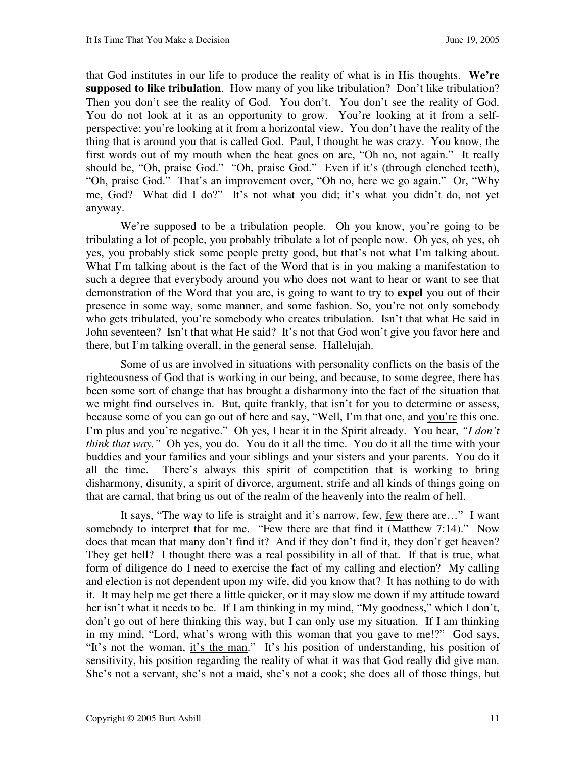that God institutes in our life to produce the reality of what is in His thoughts. **We're supposed to like tribulation**. How many of you like tribulation? Don't like tribulation? Then you don't see the reality of God. You don't. You don't see the reality of God. You do not look at it as an opportunity to grow. You're looking at it from a self-perspective; you're looking at it from a horizontal view. You don't have the reality of the thing that is around you that is called God. Paul, I thought he was crazy. You know, the first words out of my mouth when the heat goes on are, "Oh no, not again." It really should be, "Oh, praise God." "Oh, praise God." Even if it's (through clenched teeth), "Oh, praise God." That's an improvement over, "Oh no, here we go again." Or, "Why me, God? What did I do?" It's not what you did; it's what you didn't do, not yet anyway.

We're supposed to be a tribulation people. Oh you know, you're going to be tribulating a lot of people, you probably tribulate a lot of people now. Oh yes, oh yes, oh yes, you probably stick some people pretty good, but that's not what I'm talking about. What I'm talking about is the fact of the Word that is in you making a manifestation to such a degree that everybody around you who does not want to hear or want to see that demonstration of the Word that you are, is going to want to try to **expel** you out of their presence in some way, some manner, and some fashion. So, you're not only somebody who gets tribulated, you're somebody who creates tribulation. Isn't that what He said in John seventeen? Isn't that what He said? It's not that God won't give you favor here and there, but I'm talking overall, in the general sense. Hallelujah.

Some of us are involved in situations with personality conflicts on the basis of the righteousness of God that is working in our being, and because, to some degree, there has been some sort of change that has brought a disharmony into the fact of the situation that we might find ourselves in. But, quite frankly, that isn't for you to determine or assess, because some of you can go out of here and say, "Well, I'm that one, and <u>you're</u> this one. I'm plus and you're negative." Oh yes, I hear it in the Spirit already. You hear, *"I don't think that way."* Oh yes, you do. You do it all the time. You do it all the time with your buddies and your families and your siblings and your sisters and your parents. You do it all the time. There's always this spirit of competition that is working to bring disharmony, disunity, a spirit of divorce, argument, strife and all kinds of things going on that are carnal, that bring us out of the realm of the heavenly into the realm of hell.

It says, "The way to life is straight and it's narrow, few, <u>few</u> there are…" I want somebody to interpret that for me. "Few there are that <u>find</u> it (Matthew 7:14)." Now does that mean that many don't find it? And if they don't find it, they don't get heaven? They get hell? I thought there was a real possibility in all of that. If that is true, what form of diligence do I need to exercise the fact of my calling and election? My calling and election is not dependent upon my wife, did you know that? It has nothing to do with it. It may help me get there a little quicker, or it may slow me down if my attitude toward her isn't what it needs to be. If I am thinking in my mind, "My goodness," which I don't, don't go out of here thinking this way, but I can only use my situation. If I am thinking in my mind, "Lord, what's wrong with this woman that you gave to me!?" God says, "It's not the woman, <u>it's the man</u>." It's his position of understanding, his position of sensitivity, his position regarding the reality of what it was that God really did give man. She's not a servant, she's not a maid, she's not a cook; she does all of those things, but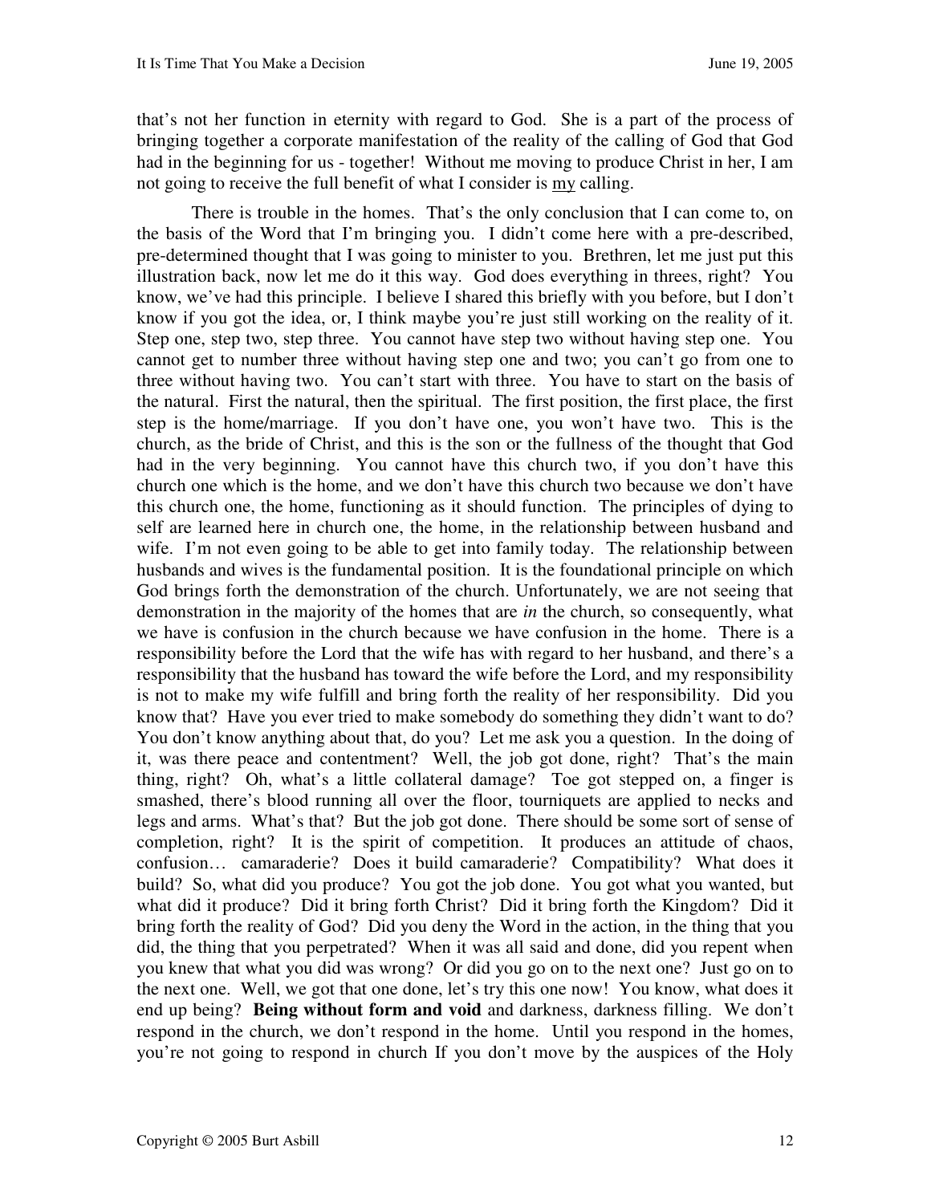that's not her function in eternity with regard to God. She is a part of the process of bringing together a corporate manifestation of the reality of the calling of God that God had in the beginning for us - together! Without me moving to produce Christ in her, I am not going to receive the full benefit of what I consider is my calling.

There is trouble in the homes. That's the only conclusion that I can come to, on the basis of the Word that I'm bringing you. I didn't come here with a pre-described, pre-determined thought that I was going to minister to you. Brethren, let me just put this illustration back, now let me do it this way. God does everything in threes, right? You know, we've had this principle. I believe I shared this briefly with you before, but I don't know if you got the idea, or, I think maybe you're just still working on the reality of it. Step one, step two, step three. You cannot have step two without having step one. You cannot get to number three without having step one and two; you can't go from one to three without having two. You can't start with three. You have to start on the basis of the natural. First the natural, then the spiritual. The first position, the first place, the first step is the home/marriage. If you don't have one, you won't have two. This is the church, as the bride of Christ, and this is the son or the fullness of the thought that God had in the very beginning. You cannot have this church two, if you don't have this church one which is the home, and we don't have this church two because we don't have this church one, the home, functioning as it should function. The principles of dying to self are learned here in church one, the home, in the relationship between husband and wife. I'm not even going to be able to get into family today. The relationship between husbands and wives is the fundamental position. It is the foundational principle on which God brings forth the demonstration of the church. Unfortunately, we are not seeing that demonstration in the majority of the homes that are *in* the church, so consequently, what we have is confusion in the church because we have confusion in the home. There is a responsibility before the Lord that the wife has with regard to her husband, and there's a responsibility that the husband has toward the wife before the Lord, and my responsibility is not to make my wife fulfill and bring forth the reality of her responsibility. Did you know that? Have you ever tried to make somebody do something they didn't want to do? You don't know anything about that, do you? Let me ask you a question. In the doing of it, was there peace and contentment? Well, the job got done, right? That's the main thing, right? Oh, what's a little collateral damage? Toe got stepped on, a finger is smashed, there's blood running all over the floor, tourniquets are applied to necks and legs and arms. What's that? But the job got done. There should be some sort of sense of completion, right? It is the spirit of competition. It produces an attitude of chaos, confusion… camaraderie? Does it build camaraderie? Compatibility? What does it build? So, what did you produce? You got the job done. You got what you wanted, but what did it produce? Did it bring forth Christ? Did it bring forth the Kingdom? Did it bring forth the reality of God? Did you deny the Word in the action, in the thing that you did, the thing that you perpetrated? When it was all said and done, did you repent when you knew that what you did was wrong? Or did you go on to the next one? Just go on to the next one. Well, we got that one done, let's try this one now! You know, what does it end up being? **Being without form and void** and darkness, darkness filling. We don't respond in the church, we don't respond in the home. Until you respond in the homes, you're not going to respond in church If you don't move by the auspices of the Holy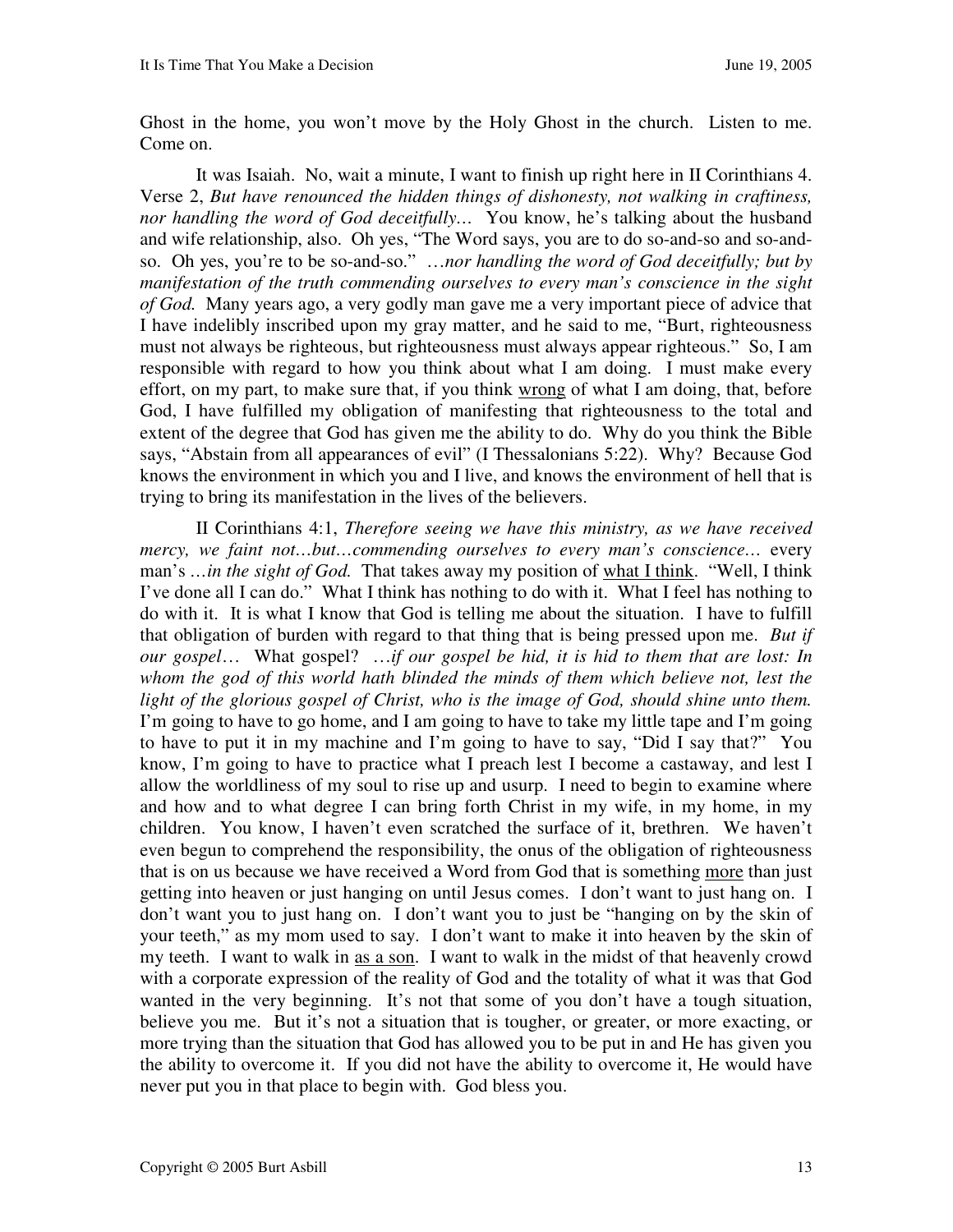Ghost in the home, you won't move by the Holy Ghost in the church. Listen to me. Come on.

It was Isaiah. No, wait a minute, I want to finish up right here in II Corinthians 4. Verse 2, *But have renounced the hidden things of dishonesty, not walking in craftiness, nor handling the word of God deceitfully…* You know, he's talking about the husband and wife relationship, also. Oh yes, "The Word says, you are to do so-and-so and so-and-so. Oh yes, you're to be so-and-so." *…nor handling the word of God deceitfully; but by manifestation of the truth commending ourselves to every man's conscience in the sight of God.* Many years ago, a very godly man gave me a very important piece of advice that I have indelibly inscribed upon my gray matter, and he said to me, "Burt, righteousness must not always be righteous, but righteousness must always appear righteous." So, I am responsible with regard to how you think about what I am doing. I must make every effort, on my part, to make sure that, if you think <u>wrong</u> of what I am doing, that, before God, I have fulfilled my obligation of manifesting that righteousness to the total and extent of the degree that God has given me the ability to do. Why do you think the Bible says, "Abstain from all appearances of evil" (I Thessalonians 5:22). Why? Because God knows the environment in which you and I live, and knows the environment of hell that is trying to bring its manifestation in the lives of the believers.

II Corinthians 4:1, *Therefore seeing we have this ministry, as we have received mercy, we faint not…but…commending ourselves to every man's conscience…* every man's *…in the sight of God.* That takes away my position of <u>what I think</u>. "Well, I think I've done all I can do." What I think has nothing to do with it. What I feel has nothing to do with it. It is what I know that God is telling me about the situation. I have to fulfill that obligation of burden with regard to that thing that is being pressed upon me. *But if our gospel…* What gospel? *…if our gospel be hid, it is hid to them that are lost: In whom the god of this world hath blinded the minds of them which believe not, lest the light of the glorious gospel of Christ, who is the image of God, should shine unto them.* I'm going to have to go home, and I am going to have to take my little tape and I'm going to have to put it in my machine and I'm going to have to say, "Did I say that?" You know, I'm going to have to practice what I preach lest I become a castaway, and lest I allow the worldliness of my soul to rise up and usurp. I need to begin to examine where and how and to what degree I can bring forth Christ in my wife, in my home, in my children. You know, I haven't even scratched the surface of it, brethren. We haven't even begun to comprehend the responsibility, the onus of the obligation of righteousness that is on us because we have received a Word from God that is something <u>more</u> than just getting into heaven or just hanging on until Jesus comes. I don't want to just hang on. I don't want you to just hang on. I don't want you to just be "hanging on by the skin of your teeth," as my mom used to say. I don't want to make it into heaven by the skin of my teeth. I want to walk in <u>as a son</u>. I want to walk in the midst of that heavenly crowd with a corporate expression of the reality of God and the totality of what it was that God wanted in the very beginning. It's not that some of you don't have a tough situation, believe you me. But it's not a situation that is tougher, or greater, or more exacting, or more trying than the situation that God has allowed you to be put in and He has given you the ability to overcome it. If you did not have the ability to overcome it, He would have never put you in that place to begin with. God bless you.